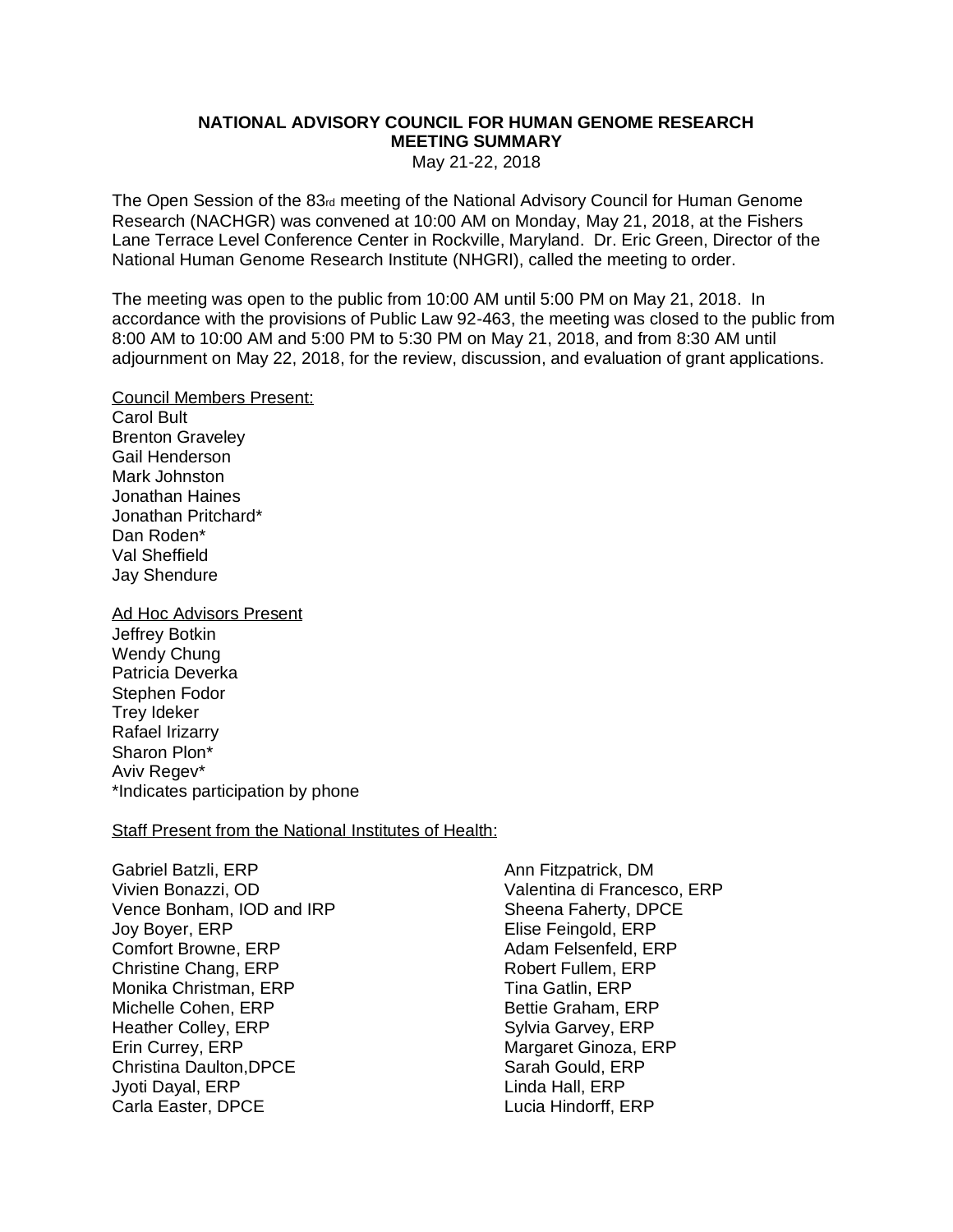**NATIONAL ADVISORY COUNCIL FOR HUMAN GENOME RESEARCH**
**MEETING SUMMARY**
May 21-22, 2018

The Open Session of the 83rd meeting of the National Advisory Council for Human Genome Research (NACHGR) was convened at 10:00 AM on Monday, May 21, 2018, at the Fishers Lane Terrace Level Conference Center in Rockville, Maryland. Dr. Eric Green, Director of the National Human Genome Research Institute (NHGRI), called the meeting to order.

The meeting was open to the public from 10:00 AM until 5:00 PM on May 21, 2018. In accordance with the provisions of Public Law 92-463, the meeting was closed to the public from 8:00 AM to 10:00 AM and 5:00 PM to 5:30 PM on May 21, 2018, and from 8:30 AM until adjournment on May 22, 2018, for the review, discussion, and evaluation of grant applications.

Council Members Present:
Carol Bult
Brenton Graveley
Gail Henderson
Mark Johnston
Jonathan Haines
Jonathan Pritchard*
Dan Roden*
Val Sheffield
Jay Shendure

Ad Hoc Advisors Present
Jeffrey Botkin
Wendy Chung
Patricia Deverka
Stephen Fodor
Trey Ideker
Rafael Irizarry
Sharon Plon*
Aviv Regev*
*Indicates participation by phone

Staff Present from the National Institutes of Health:

Gabriel Batzli, ERP
Vivien Bonazzi, OD
Vence Bonham, IOD and IRP
Joy Boyer, ERP
Comfort Browne, ERP
Christine Chang, ERP
Monika Christman, ERP
Michelle Cohen, ERP
Heather Colley, ERP
Erin Currey, ERP
Christina Daulton,DPCE
Jyoti Dayal, ERP
Carla Easter, DPCE
Ann Fitzpatrick, DM
Valentina di Francesco, ERP
Sheena Faherty, DPCE
Elise Feingold, ERP
Adam Felsenfeld, ERP
Robert Fullem, ERP
Tina Gatlin, ERP
Bettie Graham, ERP
Sylvia Garvey, ERP
Margaret Ginoza, ERP
Sarah Gould, ERP
Linda Hall, ERP
Lucia Hindorff, ERP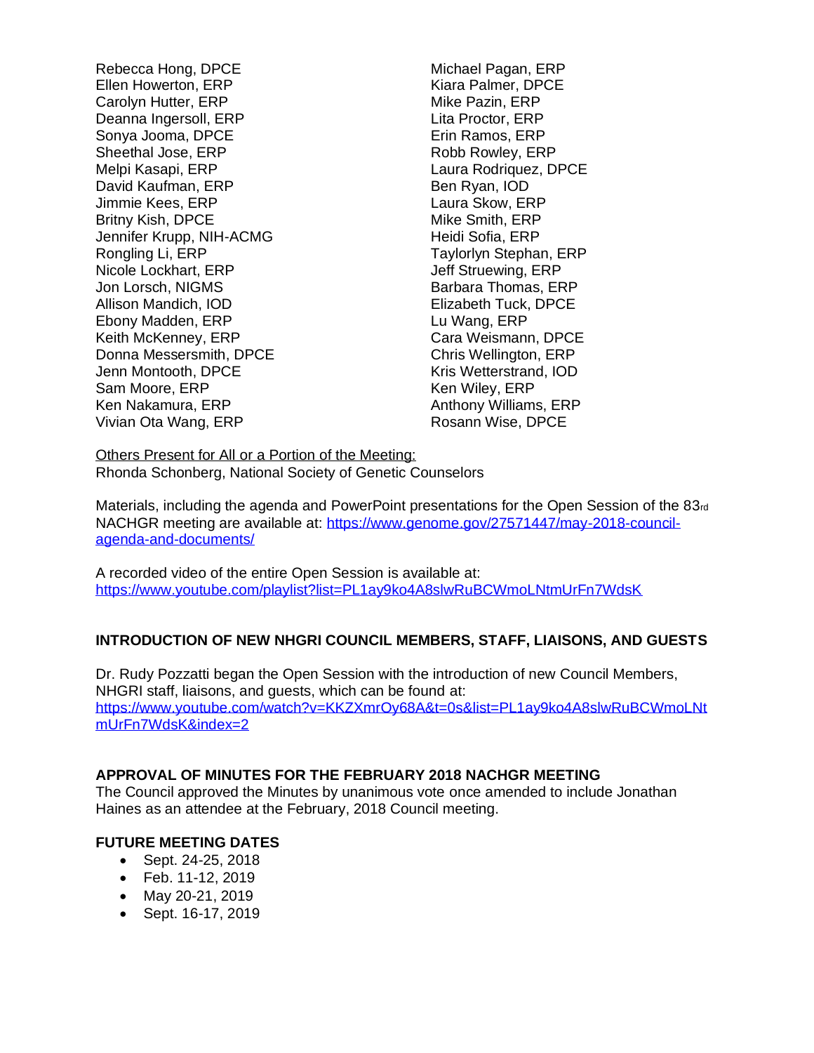Rebecca Hong, DPCE
Ellen Howerton, ERP
Carolyn Hutter, ERP
Deanna Ingersoll, ERP
Sonya Jooma, DPCE
Sheethal Jose, ERP
Melpi Kasapi, ERP
David Kaufman, ERP
Jimmie Kees, ERP
Britny Kish, DPCE
Jennifer Krupp, NIH-ACMG
Rongling Li, ERP
Nicole Lockhart, ERP
Jon Lorsch, NIGMS
Allison Mandich, IOD
Ebony Madden, ERP
Keith McKenney, ERP
Donna Messersmith, DPCE
Jenn Montooth, DPCE
Sam Moore, ERP
Ken Nakamura, ERP
Vivian Ota Wang, ERP
Michael Pagan, ERP
Kiara Palmer, DPCE
Mike Pazin, ERP
Lita Proctor, ERP
Erin Ramos, ERP
Robb Rowley, ERP
Laura Rodriquez, DPCE
Ben Ryan, IOD
Laura Skow, ERP
Mike Smith, ERP
Heidi Sofia, ERP
Taylorlyn Stephan, ERP
Jeff Struewing, ERP
Barbara Thomas, ERP
Elizabeth Tuck, DPCE
Lu Wang, ERP
Cara Weismann, DPCE
Chris Wellington, ERP
Kris Wetterstrand, IOD
Ken Wiley, ERP
Anthony Williams, ERP
Rosann Wise, DPCE

Others Present for All or a Portion of the Meeting:
Rhonda Schonberg, National Society of Genetic Counselors

Materials, including the agenda and PowerPoint presentations for the Open Session of the 83rd NACHGR meeting are available at: https://www.genome.gov/27571447/may-2018-council-agenda-and-documents/

A recorded video of the entire Open Session is available at:
https://www.youtube.com/playlist?list=PL1ay9ko4A8slwRuBCWmoLNtmUrFn7WdsK

## INTRODUCTION OF NEW NHGRI COUNCIL MEMBERS, STAFF, LIAISONS, AND GUESTS

Dr. Rudy Pozzatti began the Open Session with the introduction of new Council Members, NHGRI staff, liaisons, and guests, which can be found at:
https://www.youtube.com/watch?v=KKZXmrOy68A&t=0s&list=PL1ay9ko4A8slwRuBCWmoLNtmUrFn7WdsK&index=2

## APPROVAL OF MINUTES FOR THE FEBRUARY 2018 NACHGR MEETING

The Council approved the Minutes by unanimous vote once amended to include Jonathan Haines as an attendee at the February, 2018 Council meeting.

## FUTURE MEETING DATES

- Sept. 24-25, 2018
- Feb. 11-12, 2019
- May 20-21, 2019
- Sept. 16-17, 2019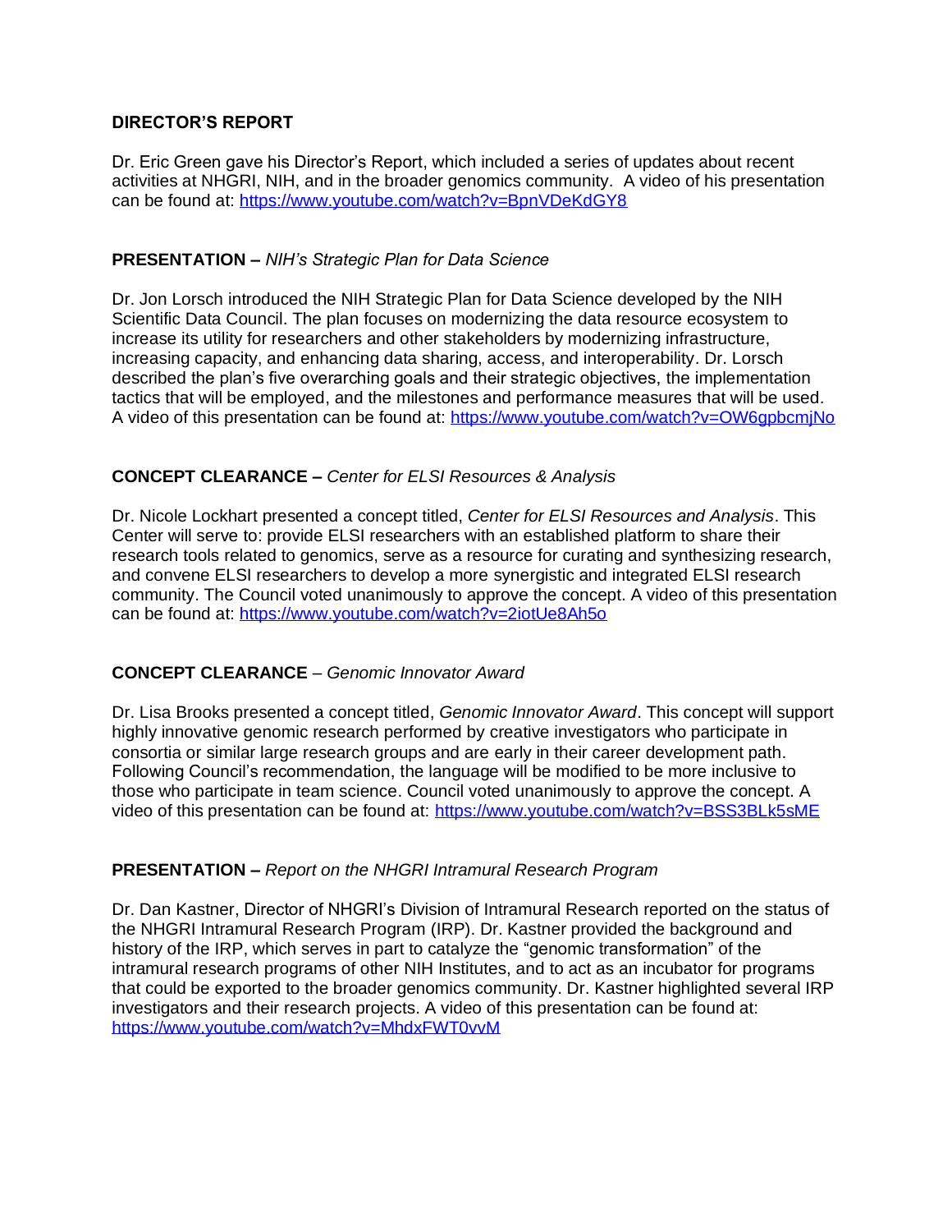**DIRECTOR'S REPORT**

Dr. Eric Green gave his Director's Report, which included a series of updates about recent activities at NHGRI, NIH, and in the broader genomics community. A video of his presentation can be found at: https://www.youtube.com/watch?v=BpnVDeKdGY8

**PRESENTATION –** *NIH's Strategic Plan for Data Science*

Dr. Jon Lorsch introduced the NIH Strategic Plan for Data Science developed by the NIH Scientific Data Council. The plan focuses on modernizing the data resource ecosystem to increase its utility for researchers and other stakeholders by modernizing infrastructure, increasing capacity, and enhancing data sharing, access, and interoperability. Dr. Lorsch described the plan's five overarching goals and their strategic objectives, the implementation tactics that will be employed, and the milestones and performance measures that will be used. A video of this presentation can be found at: https://www.youtube.com/watch?v=OW6gpbcmjNo

**CONCEPT CLEARANCE –** *Center for ELSI Resources & Analysis*

Dr. Nicole Lockhart presented a concept titled, *Center for ELSI Resources and Analysis*. This Center will serve to: provide ELSI researchers with an established platform to share their research tools related to genomics, serve as a resource for curating and synthesizing research, and convene ELSI researchers to develop a more synergistic and integrated ELSI research community. The Council voted unanimously to approve the concept. A video of this presentation can be found at: https://www.youtube.com/watch?v=2iotUe8Ah5o

**CONCEPT CLEARANCE** – *Genomic Innovator Award*

Dr. Lisa Brooks presented a concept titled, *Genomic Innovator Award*. This concept will support highly innovative genomic research performed by creative investigators who participate in consortia or similar large research groups and are early in their career development path. Following Council's recommendation, the language will be modified to be more inclusive to those who participate in team science. Council voted unanimously to approve the concept. A video of this presentation can be found at: https://www.youtube.com/watch?v=BSS3BLk5sME

**PRESENTATION –** *Report on the NHGRI Intramural Research Program*

Dr. Dan Kastner, Director of NHGRI's Division of Intramural Research reported on the status of the NHGRI Intramural Research Program (IRP). Dr. Kastner provided the background and history of the IRP, which serves in part to catalyze the "genomic transformation" of the intramural research programs of other NIH Institutes, and to act as an incubator for programs that could be exported to the broader genomics community. Dr. Kastner highlighted several IRP investigators and their research projects. A video of this presentation can be found at: https://www.youtube.com/watch?v=MhdxFWT0vvM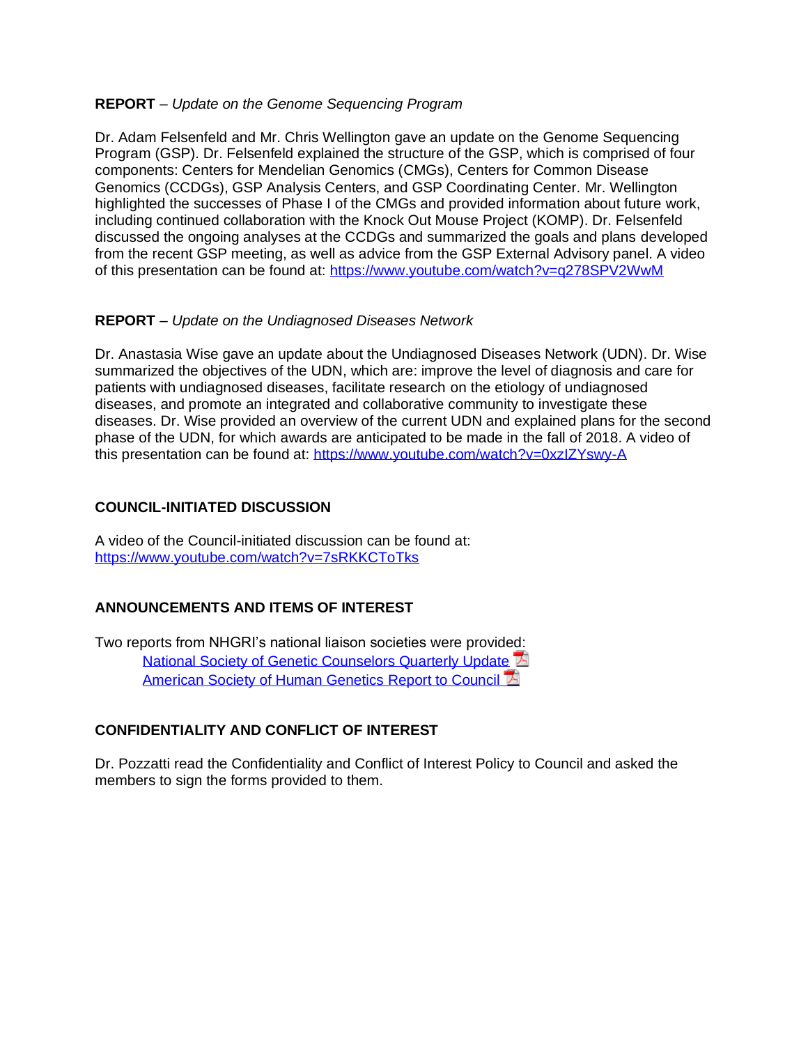**REPORT** – *Update on the Genome Sequencing Program*

Dr. Adam Felsenfeld and Mr. Chris Wellington gave an update on the Genome Sequencing Program (GSP). Dr. Felsenfeld explained the structure of the GSP, which is comprised of four components: Centers for Mendelian Genomics (CMGs), Centers for Common Disease Genomics (CCDGs), GSP Analysis Centers, and GSP Coordinating Center. Mr. Wellington highlighted the successes of Phase I of the CMGs and provided information about future work, including continued collaboration with the Knock Out Mouse Project (KOMP). Dr. Felsenfeld discussed the ongoing analyses at the CCDGs and summarized the goals and plans developed from the recent GSP meeting, as well as advice from the GSP External Advisory panel. A video of this presentation can be found at: https://www.youtube.com/watch?v=q278SPV2WwM

**REPORT** – *Update on the Undiagnosed Diseases Network*

Dr. Anastasia Wise gave an update about the Undiagnosed Diseases Network (UDN). Dr. Wise summarized the objectives of the UDN, which are: improve the level of diagnosis and care for patients with undiagnosed diseases, facilitate research on the etiology of undiagnosed diseases, and promote an integrated and collaborative community to investigate these diseases. Dr. Wise provided an overview of the current UDN and explained plans for the second phase of the UDN, for which awards are anticipated to be made in the fall of 2018. A video of this presentation can be found at: https://www.youtube.com/watch?v=0xzIZYswy-A

## COUNCIL-INITIATED DISCUSSION

A video of the Council-initiated discussion can be found at: https://www.youtube.com/watch?v=7sRKKCToTks

## ANNOUNCEMENTS AND ITEMS OF INTEREST

Two reports from NHGRI's national liaison societies were provided:

- National Society of Genetic Counselors Quarterly Update
- American Society of Human Genetics Report to Council

## CONFIDENTIALITY AND CONFLICT OF INTEREST

Dr. Pozzatti read the Confidentiality and Conflict of Interest Policy to Council and asked the members to sign the forms provided to them.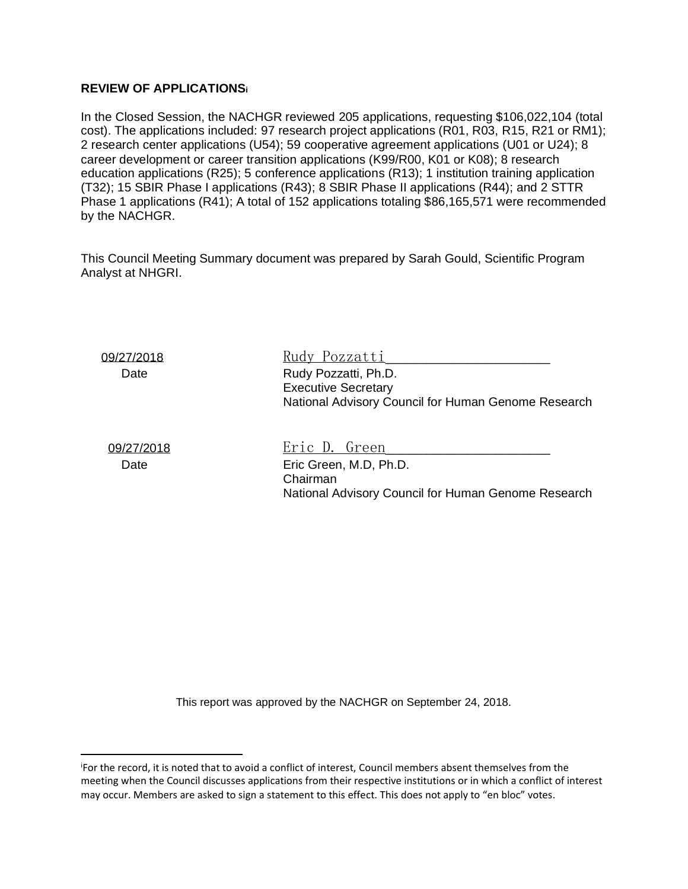**REVIEW OF APPLICATIONS**[i]

In the Closed Session, the NACHGR reviewed 205 applications, requesting $106,022,104 (total cost). The applications included: 97 research project applications (R01, R03, R15, R21 or RM1); 2 research center applications (U54); 59 cooperative agreement applications (U01 or U24); 8 career development or career transition applications (K99/R00, K01 or K08); 8 research education applications (R25); 5 conference applications (R13); 1 institution training application (T32); 15 SBIR Phase I applications (R43); 8 SBIR Phase II applications (R44); and 2 STTR Phase 1 applications (R41); A total of 152 applications totaling $86,165,571 were recommended by the NACHGR.

This Council Meeting Summary document was prepared by Sarah Gould, Scientific Program Analyst at NHGRI.

| | |
|---|---|
| 09/27/2018 | Rudy Pozzatti |
| Date | Rudy Pozzatti, Ph.D.<br>Executive Secretary<br>National Advisory Council for Human Genome Research |
| 09/27/2018 | Eric D. Green |
| Date | Eric Green, M.D, Ph.D.<br>Chairman<br>National Advisory Council for Human Genome Research |

This report was approved by the NACHGR on September 24, 2018.

[i]For the record, it is noted that to avoid a conflict of interest, Council members absent themselves from the meeting when the Council discusses applications from their respective institutions or in which a conflict of interest may occur. Members are asked to sign a statement to this effect. This does not apply to "en bloc" votes.